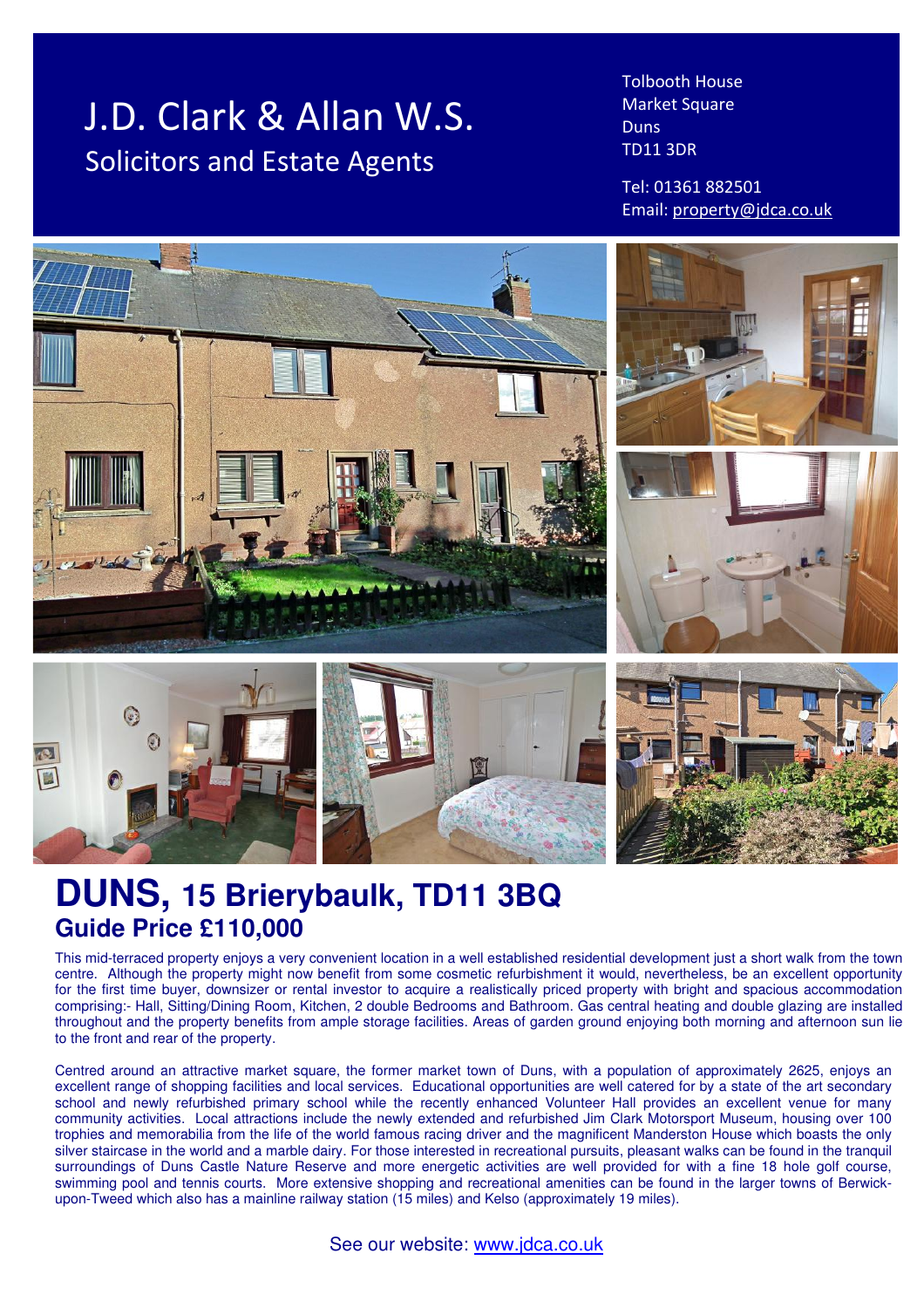# J.D. Clark & Allan W.S.

## Solicitors and Estate Agents

Tolbooth House
Market Square
Duns
TD11 3DR

Tel: 01361 882501
Email: property@jdca.co.uk

# DUNS, 15 Brierybaulk, TD11 3BQ

## Guide Price £110,000

This mid-terraced property enjoys a very convenient location in a well established residential development just a short walk from the town centre. Although the property might now benefit from some cosmetic refurbishment it would, nevertheless, be an excellent opportunity for the first time buyer, downsizer or rental investor to acquire a realistically priced property with bright and spacious accommodation comprising:- Hall, Sitting/Dining Room, Kitchen, 2 double Bedrooms and Bathroom. Gas central heating and double glazing are installed throughout and the property benefits from ample storage facilities. Areas of garden ground enjoying both morning and afternoon sun lie to the front and rear of the property.

Centred around an attractive market square, the former market town of Duns, with a population of approximately 2625, enjoys an excellent range of shopping facilities and local services. Educational opportunities are well catered for by a state of the art secondary school and newly refurbished primary school while the recently enhanced Volunteer Hall provides an excellent venue for many community activities. Local attractions include the newly extended and refurbished Jim Clark Motorsport Museum, housing over 100 trophies and memorabilia from the life of the world famous racing driver and the magnificent Manderston House which boasts the only silver staircase in the world and a marble dairy. For those interested in recreational pursuits, pleasant walks can be found in the tranquil surroundings of Duns Castle Nature Reserve and more energetic activities are well provided for with a fine 18 hole golf course, swimming pool and tennis courts. More extensive shopping and recreational amenities can be found in the larger towns of Berwick-upon-Tweed which also has a mainline railway station (15 miles) and Kelso (approximately 19 miles).

See our website: www.jdca.co.uk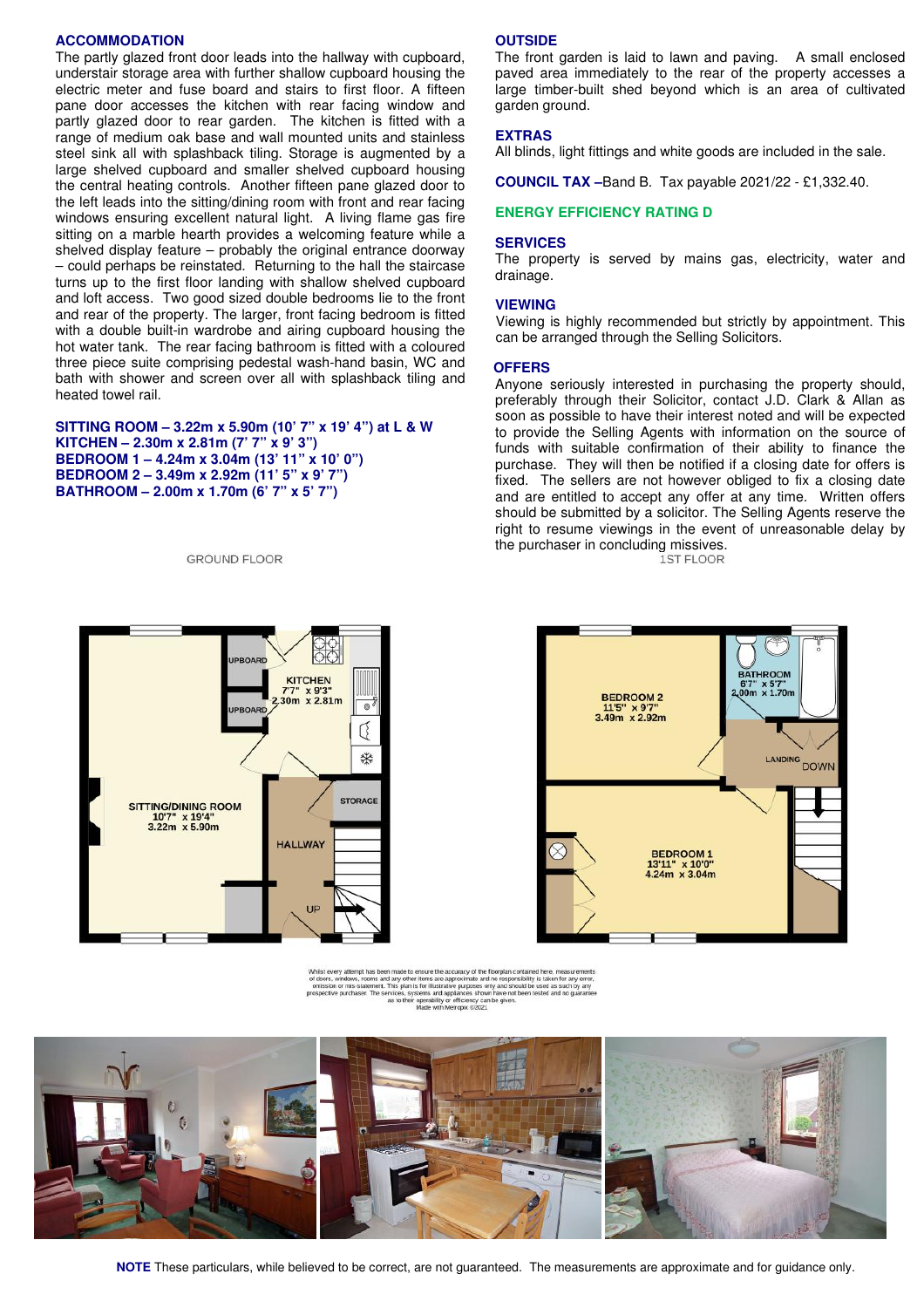## ACCOMMODATION

The partly glazed front door leads into the hallway with cupboard, understair storage area with further shallow cupboard housing the electric meter and fuse board and stairs to first floor. A fifteen pane door accesses the kitchen with rear facing window and partly glazed door to rear garden. The kitchen is fitted with a range of medium oak base and wall mounted units and stainless steel sink all with splashback tiling. Storage is augmented by a large shelved cupboard and smaller shelved cupboard housing the central heating controls. Another fifteen pane glazed door to the left leads into the sitting/dining room with front and rear facing windows ensuring excellent natural light. A living flame gas fire sitting on a marble hearth provides a welcoming feature while a shelved display feature – probably the original entrance doorway – could perhaps be reinstated. Returning to the hall the staircase turns up to the first floor landing with shallow shelved cupboard and loft access. Two good sized double bedrooms lie to the front and rear of the property. The larger, front facing bedroom is fitted with a double built-in wardrobe and airing cupboard housing the hot water tank. The rear facing bathroom is fitted with a coloured three piece suite comprising pedestal wash-hand basin, WC and bath with shower and screen over all with splashback tiling and heated towel rail.

**SITTING ROOM – 3.22m x 5.90m (10' 7" x 19' 4") at L & W**
**KITCHEN – 2.30m x 2.81m (7' 7" x 9' 3")**
**BEDROOM 1 – 4.24m x 3.04m (13' 11" x 10' 0")**
**BEDROOM 2 – 3.49m x 2.92m (11' 5" x 9' 7")**
**BATHROOM – 2.00m x 1.70m (6' 7" x 5' 7")**

## OUTSIDE

The front garden is laid to lawn and paving. A small enclosed paved area immediately to the rear of the property accesses a large timber-built shed beyond which is an area of cultivated garden ground.

## EXTRAS

All blinds, light fittings and white goods are included in the sale.

**COUNCIL TAX –**Band B. Tax payable 2021/22 - £1,332.40.

## ENERGY EFFICIENCY RATING D

## SERVICES

The property is served by mains gas, electricity, water and drainage.

## VIEWING

Viewing is highly recommended but strictly by appointment. This can be arranged through the Selling Solicitors.

## OFFERS

Anyone seriously interested in purchasing the property should, preferably through their Solicitor, contact J.D. Clark & Allan as soon as possible to have their interest noted and will be expected to provide the Selling Agents with information on the source of funds with suitable confirmation of their ability to finance the purchase. They will then be notified if a closing date for offers is fixed. The sellers are not however obliged to fix a closing date and are entitled to accept any offer at any time. Written offers should be submitted by a solicitor. The Selling Agents reserve the right to resume viewings in the event of unreasonable delay by the purchaser in concluding missives.

GROUND FLOOR

UPBOARD
UPBOARD
KITCHEN
7'7" x 9'3"
2.30m x 2.81m
SITTING/DINING ROOM
10'7" x 19'4"
3.22m x 5.90m
STORAGE
HALLWAY
UP

1ST FLOOR

BEDROOM 2
11'5" x 9'7"
3.49m x 2.92m
BATHROOM
6'7" x 5'7"
2.00m x 1.70m
LANDING
DOWN
BEDROOM 1
13'11" x 10'0"
4.24m x 3.04m

Whilst every attempt has been made to ensure the accuracy of the floorplan contained here, measurements of doors, windows, rooms and any other items are approximate and no responsibility is taken for any error, omission or mis-statement. This plan is for illustrative purposes only and should be used as such by any prospective purchaser. The services, systems and appliances shown have not been tested and no guarantee as to their operability or efficiency can be given.
Made with Metropix ©2021

**NOTE** These particulars, while believed to be correct, are not guaranteed. The measurements are approximate and for guidance only.